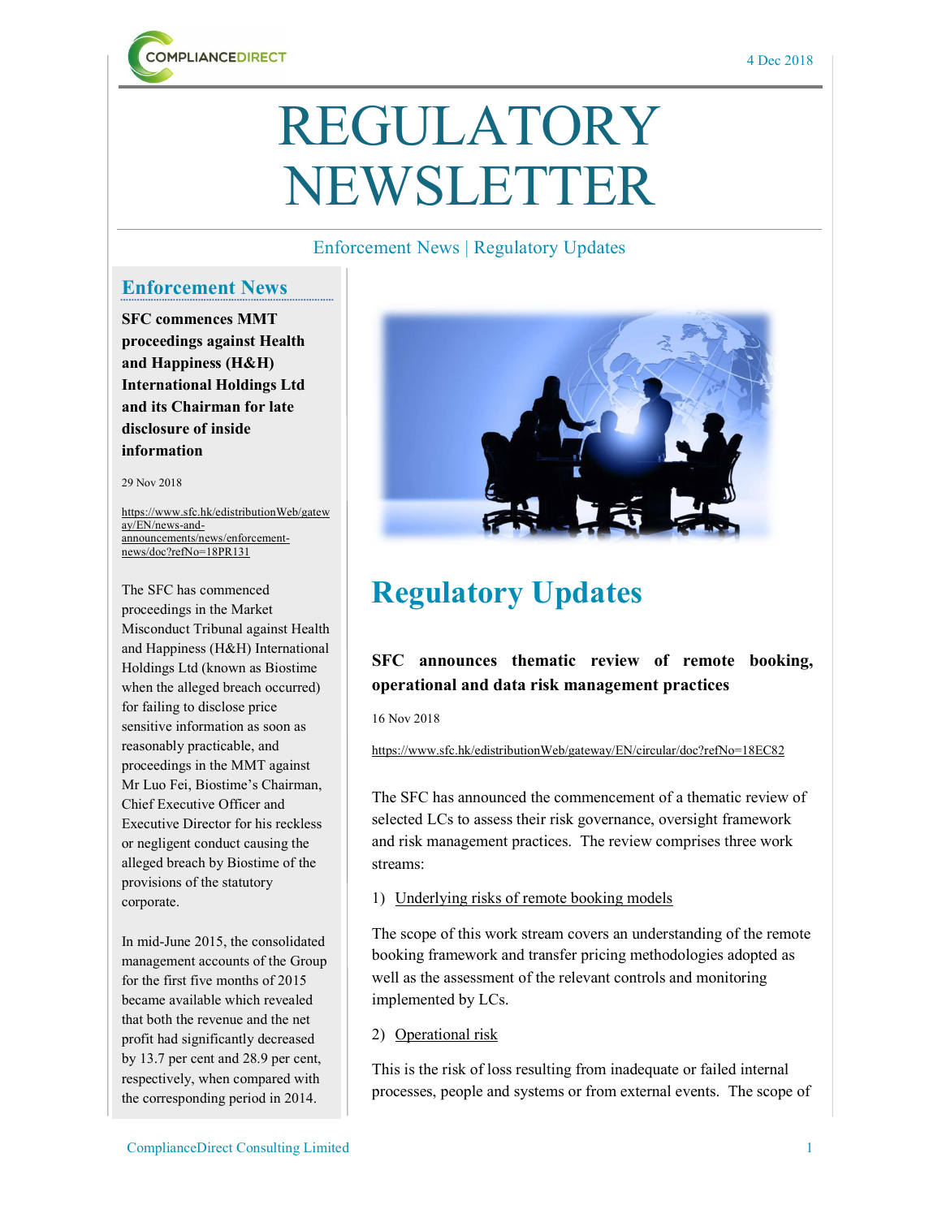# REGULATORY NEWSLETTER

Enforcement News | Regulatory Updates

## Enforcement News

**SFC commences MMT proceedings against Health and Happiness (H&H) International Holdings Ltd and its Chairman for late disclosure of inside information**

29 Nov 2018

https://www.sfc.hk/edistributionWeb/gateway/EN/news-and-announcements/news/enforcement-news/doc?refNo=18PR131

The SFC has commenced proceedings in the Market Misconduct Tribunal against Health and Happiness (H&H) International Holdings Ltd (known as Biostime when the alleged breach occurred) for failing to disclose price sensitive information as soon as reasonably practicable, and proceedings in the MMT against Mr Luo Fei, Biostime's Chairman, Chief Executive Officer and Executive Director for his reckless or negligent conduct causing the alleged breach by Biostime of the provisions of the statutory corporate.

In mid-June 2015, the consolidated management accounts of the Group for the first five months of 2015 became available which revealed that both the revenue and the net profit had significantly decreased by 13.7 per cent and 28.9 per cent, respectively, when compared with the corresponding period in 2014.

## Regulatory Updates

**SFC announces thematic review of remote booking, operational and data risk management practices**

16 Nov 2018

https://www.sfc.hk/edistributionWeb/gateway/EN/circular/doc?refNo=18EC82

The SFC has announced the commencement of a thematic review of selected LCs to assess their risk governance, oversight framework and risk management practices. The review comprises three work streams:

1) Underlying risks of remote booking models

The scope of this work stream covers an understanding of the remote booking framework and transfer pricing methodologies adopted as well as the assessment of the relevant controls and monitoring implemented by LCs.

2) Operational risk

This is the risk of loss resulting from inadequate or failed internal processes, people and systems or from external events. The scope of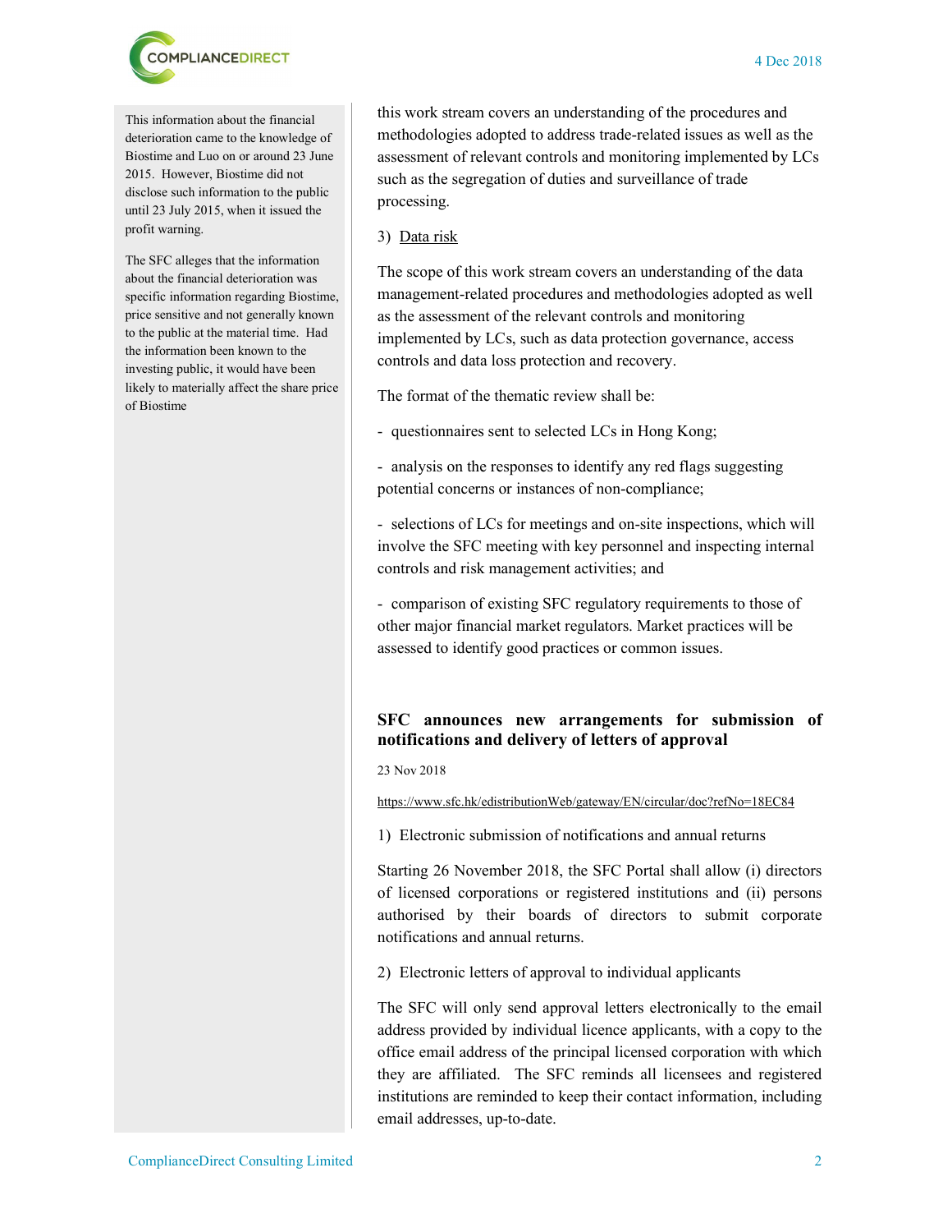This information about the financial deterioration came to the knowledge of Biostime and Luo on or around 23 June 2015. However, Biostime did not disclose such information to the public until 23 July 2015, when it issued the profit warning.

The SFC alleges that the information about the financial deterioration was specific information regarding Biostime, price sensitive and not generally known to the public at the material time. Had the information been known to the investing public, it would have been likely to materially affect the share price of Biostime

this work stream covers an understanding of the procedures and methodologies adopted to address trade-related issues as well as the assessment of relevant controls and monitoring implemented by LCs such as the segregation of duties and surveillance of trade processing.

3) Data risk

The scope of this work stream covers an understanding of the data management-related procedures and methodologies adopted as well as the assessment of the relevant controls and monitoring implemented by LCs, such as data protection governance, access controls and data loss protection and recovery.

The format of the thematic review shall be:

- questionnaires sent to selected LCs in Hong Kong;

- analysis on the responses to identify any red flags suggesting potential concerns or instances of non-compliance;

- selections of LCs for meetings and on-site inspections, which will involve the SFC meeting with key personnel and inspecting internal controls and risk management activities; and

- comparison of existing SFC regulatory requirements to those of other major financial market regulators. Market practices will be assessed to identify good practices or common issues.

## SFC announces new arrangements for submission of notifications and delivery of letters of approval

23 Nov 2018

https://www.sfc.hk/edistributionWeb/gateway/EN/circular/doc?refNo=18EC84

1) Electronic submission of notifications and annual returns

Starting 26 November 2018, the SFC Portal shall allow (i) directors of licensed corporations or registered institutions and (ii) persons authorised by their boards of directors to submit corporate notifications and annual returns.

2) Electronic letters of approval to individual applicants

The SFC will only send approval letters electronically to the email address provided by individual licence applicants, with a copy to the office email address of the principal licensed corporation with which they are affiliated. The SFC reminds all licensees and registered institutions are reminded to keep their contact information, including email addresses, up-to-date.